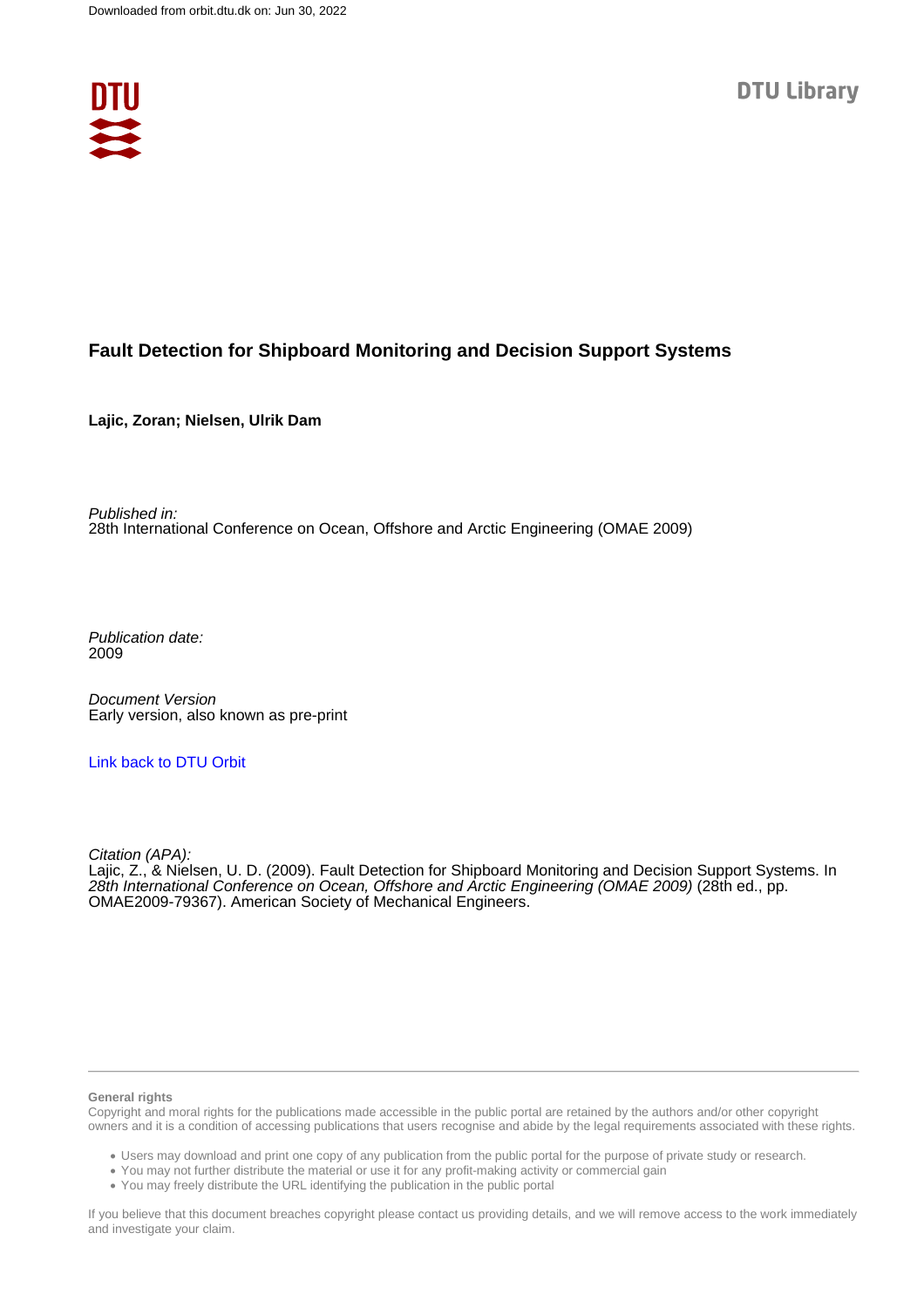Downloaded from orbit.dtu.dk on: Jun 30, 2022

DTU Library

# Fault Detection for Shipboard Monitoring and Decision Support Systems

**Lajic, Zoran; Nielsen, Ulrik Dam**

*Published in:*
28th International Conference on Ocean, Offshore and Arctic Engineering (OMAE 2009)

*Publication date:*
2009

*Document Version*
Early version, also known as pre-print

Link back to DTU Orbit

*Citation (APA):*
Lajic, Z., & Nielsen, U. D. (2009). Fault Detection for Shipboard Monitoring and Decision Support Systems. In *28th International Conference on Ocean, Offshore and Arctic Engineering (OMAE 2009)* (28th ed., pp. OMAE2009-79367). American Society of Mechanical Engineers.

**General rights**
Copyright and moral rights for the publications made accessible in the public portal are retained by the authors and/or other copyright owners and it is a condition of accessing publications that users recognise and abide by the legal requirements associated with these rights.

- Users may download and print one copy of any publication from the public portal for the purpose of private study or research.
- You may not further distribute the material or use it for any profit-making activity or commercial gain
- You may freely distribute the URL identifying the publication in the public portal

If you believe that this document breaches copyright please contact us providing details, and we will remove access to the work immediately and investigate your claim.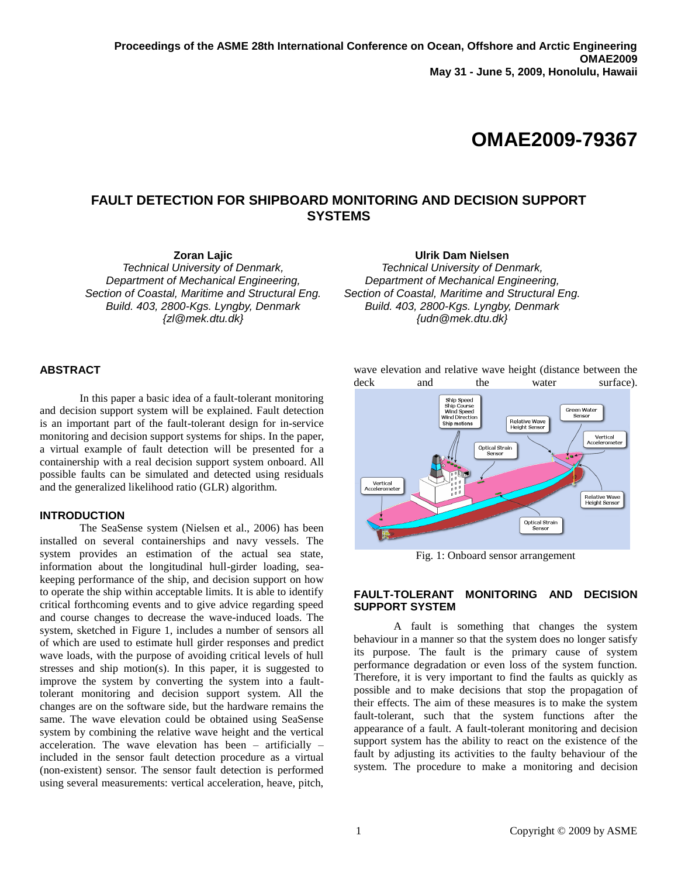**Proceedings of the ASME 28th International Conference on Ocean, Offshore and Arctic Engineering**
**OMAE2009**
**May 31 - June 5, 2009, Honolulu, Hawaii**

# OMAE2009-79367

# FAULT DETECTION FOR SHIPBOARD MONITORING AND DECISION SUPPORT SYSTEMS

**Zoran Lajic**
*Technical University of Denmark,*
*Department of Mechanical Engineering,*
*Section of Coastal, Maritime and Structural Eng.*
*Build. 403, 2800-Kgs. Lyngby, Denmark*
*{zl@mek.dtu.dk}*

**Ulrik Dam Nielsen**
*Technical University of Denmark,*
*Department of Mechanical Engineering,*
*Section of Coastal, Maritime and Structural Eng.*
*Build. 403, 2800-Kgs. Lyngby, Denmark*
*{udn@mek.dtu.dk}*

## ABSTRACT

In this paper a basic idea of a fault-tolerant monitoring and decision support system will be explained. Fault detection is an important part of the fault-tolerant design for in-service monitoring and decision support systems for ships. In the paper, a virtual example of fault detection will be presented for a containership with a real decision support system onboard. All possible faults can be simulated and detected using residuals and the generalized likelihood ratio (GLR) algorithm.

## INTRODUCTION

The SeaSense system (Nielsen et al., 2006) has been installed on several containerships and navy vessels. The system provides an estimation of the actual sea state, information about the longitudinal hull-girder loading, sea-keeping performance of the ship, and decision support on how to operate the ship within acceptable limits. It is able to identify critical forthcoming events and to give advice regarding speed and course changes to decrease the wave-induced loads. The system, sketched in Figure 1, includes a number of sensors all of which are used to estimate hull girder responses and predict wave loads, with the purpose of avoiding critical levels of hull stresses and ship motion(s). In this paper, it is suggested to improve the system by converting the system into a fault-tolerant monitoring and decision support system. All the changes are on the software side, but the hardware remains the same. The wave elevation could be obtained using SeaSense system by combining the relative wave height and the vertical acceleration. The wave elevation has been – artificially – included in the sensor fault detection procedure as a virtual (non-existent) sensor. The sensor fault detection is performed using several measurements: vertical acceleration, heave, pitch, wave elevation and relative wave height (distance between the deck and the water surface).

Fig. 1: Onboard sensor arrangement

## FAULT-TOLERANT MONITORING AND DECISION SUPPORT SYSTEM

A fault is something that changes the system behaviour in a manner so that the system does no longer satisfy its purpose. The fault is the primary cause of system performance degradation or even loss of the system function. Therefore, it is very important to find the faults as quickly as possible and to make decisions that stop the propagation of their effects. The aim of these measures is to make the system fault-tolerant, such that the system functions after the appearance of a fault. A fault-tolerant monitoring and decision support system has the ability to react on the existence of the fault by adjusting its activities to the faulty behaviour of the system. The procedure to make a monitoring and decision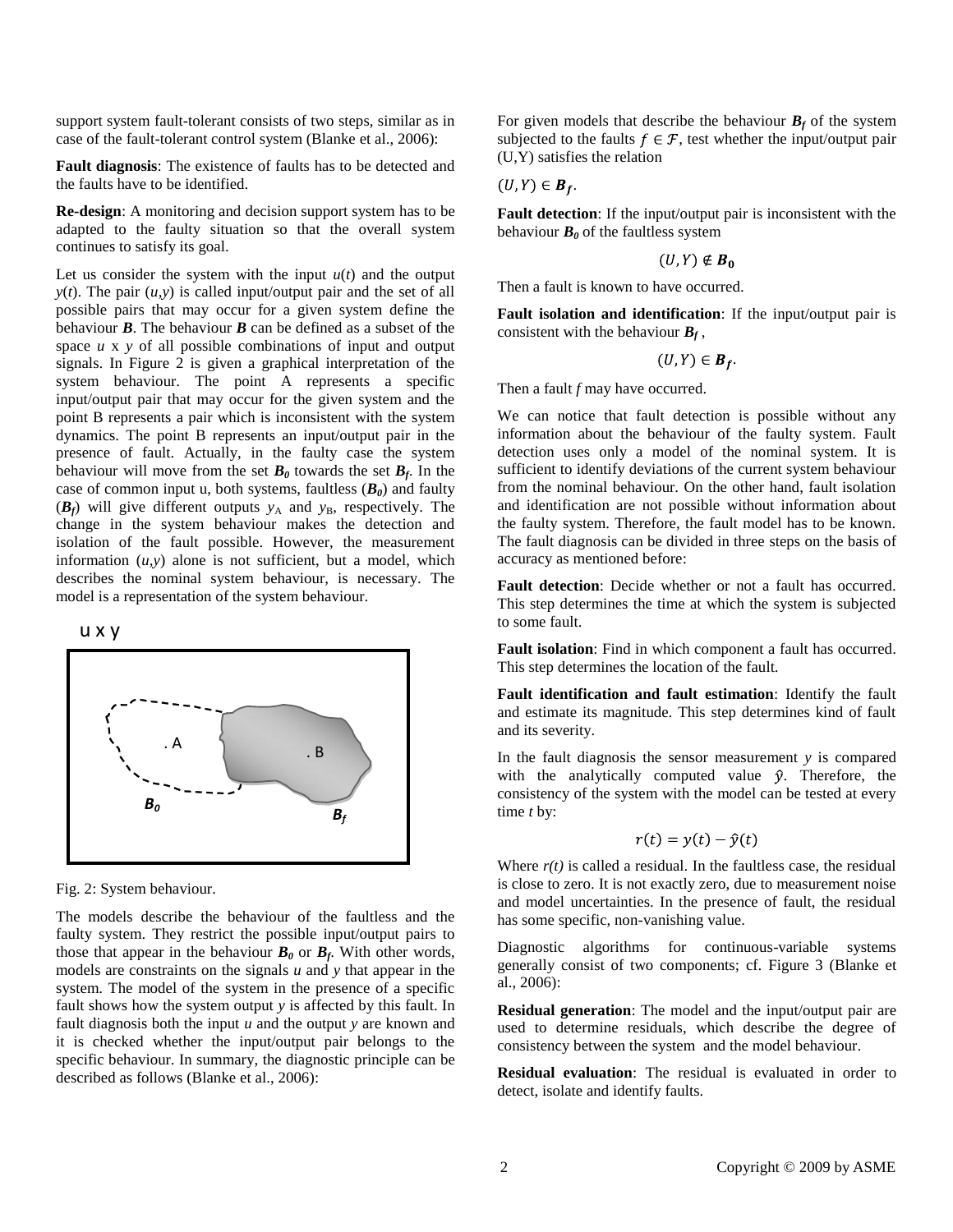support system fault-tolerant consists of two steps, similar as in case of the fault-tolerant control system (Blanke et al., 2006):

**Fault diagnosis**: The existence of faults has to be detected and the faults have to be identified.

**Re-design**: A monitoring and decision support system has to be adapted to the faulty situation so that the overall system continues to satisfy its goal.

Let us consider the system with the input $u(t)$ and the output $y(t)$. The pair $(u,y)$ is called input/output pair and the set of all possible pairs that may occur for a given system define the behaviour $\boldsymbol{B}$. The behaviour $\boldsymbol{B}$ can be defined as a subset of the space $u$ x $y$ of all possible combinations of input and output signals. In Figure 2 is given a graphical interpretation of the system behaviour. The point A represents a specific input/output pair that may occur for the given system and the point B represents a pair which is inconsistent with the system dynamics. The point B represents an input/output pair in the presence of fault. Actually, in the faulty case the system behaviour will move from the set $\boldsymbol{B_0}$ towards the set $\boldsymbol{B_f}$. In the case of common input u, both systems, faultless ($\boldsymbol{B_0}$) and faulty ($\boldsymbol{B_f}$) will give different outputs $y_A$ and $y_B$, respectively. The change in the system behaviour makes the detection and isolation of the fault possible. However, the measurement information $(u,y)$ alone is not sufficient, but a model, which describes the nominal system behaviour, is necessary. The model is a representation of the system behaviour.

Fig. 2: System behaviour.

The models describe the behaviour of the faultless and the faulty system. They restrict the possible input/output pairs to those that appear in the behaviour $\boldsymbol{B_0}$ or $\boldsymbol{B_f}$. With other words, models are constraints on the signals $u$ and $y$ that appear in the system. The model of the system in the presence of a specific fault shows how the system output $y$ is affected by this fault. In fault diagnosis both the input $u$ and the output $y$ are known and it is checked whether the input/output pair belongs to the specific behaviour. In summary, the diagnostic principle can be described as follows (Blanke et al., 2006):

For given models that describe the behaviour $\boldsymbol{B_f}$ of the system subjected to the faults $f \in \mathcal{F}$, test whether the input/output pair (U,Y) satisfies the relation

$(U,Y) \in \boldsymbol{B_f}$.

**Fault detection**: If the input/output pair is inconsistent with the behaviour $\boldsymbol{B_0}$ of the faultless system

$$(U,Y) \notin \boldsymbol{B_0}$$

Then a fault is known to have occurred.

**Fault isolation and identification**: If the input/output pair is consistent with the behaviour $\boldsymbol{B_f}$ ,

$$(U,Y) \in \boldsymbol{B_f}.$$

Then a fault $f$ may have occurred.

We can notice that fault detection is possible without any information about the behaviour of the faulty system. Fault detection uses only a model of the nominal system. It is sufficient to identify deviations of the current system behaviour from the nominal behaviour. On the other hand, fault isolation and identification are not possible without information about the faulty system. Therefore, the fault model has to be known. The fault diagnosis can be divided in three steps on the basis of accuracy as mentioned before:

**Fault detection**: Decide whether or not a fault has occurred. This step determines the time at which the system is subjected to some fault.

**Fault isolation**: Find in which component a fault has occurred. This step determines the location of the fault.

**Fault identification and fault estimation**: Identify the fault and estimate its magnitude. This step determines kind of fault and its severity.

In the fault diagnosis the sensor measurement $y$ is compared with the analytically computed value $\hat{y}$. Therefore, the consistency of the system with the model can be tested at every time $t$ by:

$$r(t) = y(t) - \hat{y}(t)$$

Where $r(t)$ is called a residual. In the faultless case, the residual is close to zero. It is not exactly zero, due to measurement noise and model uncertainties. In the presence of fault, the residual has some specific, non-vanishing value.

Diagnostic algorithms for continuous-variable systems generally consist of two components; cf. Figure 3 (Blanke et al., 2006):

**Residual generation**: The model and the input/output pair are used to determine residuals, which describe the degree of consistency between the system and the model behaviour.

**Residual evaluation**: The residual is evaluated in order to detect, isolate and identify faults.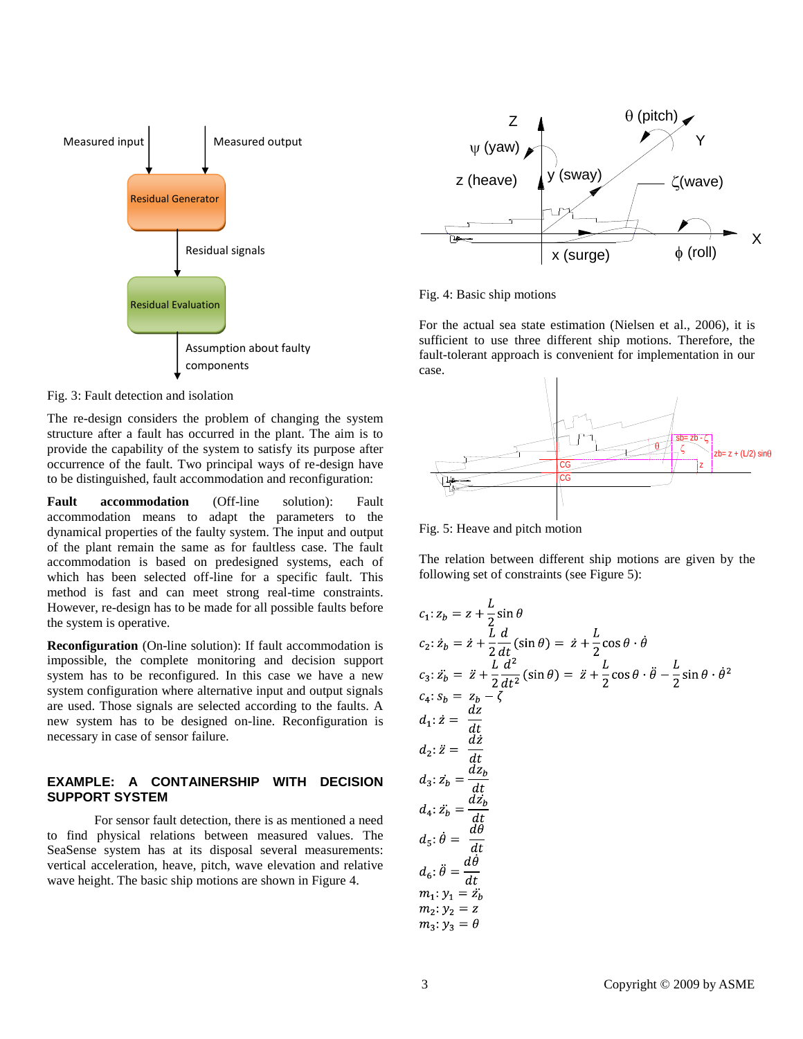Fig. 3: Fault detection and isolation

The re-design considers the problem of changing the system structure after a fault has occurred in the plant. The aim is to provide the capability of the system to satisfy its purpose after occurrence of the fault. Two principal ways of re-design have to be distinguished, fault accommodation and reconfiguration:

**Fault accommodation** (Off-line solution): Fault accommodation means to adapt the parameters to the dynamical properties of the faulty system. The input and output of the plant remain the same as for faultless case. The fault accommodation is based on predesigned systems, each of which has been selected off-line for a specific fault. This method is fast and can meet strong real-time constraints. However, re-design has to be made for all possible faults before the system is operative.

**Reconfiguration** (On-line solution): If fault accommodation is impossible, the complete monitoring and decision support system has to be reconfigured. In this case we have a new system configuration where alternative input and output signals are used. Those signals are selected according to the faults. A new system has to be designed on-line. Reconfiguration is necessary in case of sensor failure.

## EXAMPLE: A CONTAINERSHIP WITH DECISION SUPPORT SYSTEM

For sensor fault detection, there is as mentioned a need to find physical relations between measured values. The SeaSense system has at its disposal several measurements: vertical acceleration, heave, pitch, wave elevation and relative wave height. The basic ship motions are shown in Figure 4.

Fig. 4: Basic ship motions

For the actual sea state estimation (Nielsen et al., 2006), it is sufficient to use three different ship motions. Therefore, the fault-tolerant approach is convenient for implementation in our case.

Fig. 5: Heave and pitch motion

The relation between different ship motions are given by the following set of constraints (see Figure 5):

$$c_1: z_b = z + \frac{L}{2}\sin\theta$$

$$c_2: \dot{z}_b = \dot{z} + \frac{L}{2}\frac{d}{dt}(\sin\theta) = \dot{z} + \frac{L}{2}\cos\theta\cdot\dot{\theta}$$

$$c_3: \ddot{z}_b = \ddot{z} + \frac{L}{2}\frac{d^2}{dt^2}(\sin\theta) = \ddot{z} + \frac{L}{2}\cos\theta\cdot\ddot{\theta} - \frac{L}{2}\sin\theta\cdot\dot{\theta}^2$$

$$c_4: s_b = z_b - \zeta$$

$$d_1: \dot{z} = \frac{dz}{dt}$$

$$d_2: \ddot{z} = \frac{d\dot{z}}{dt}$$

$$d_3: \dot{z}_b = \frac{dz_b}{dt}$$

$$d_4: \ddot{z}_b = \frac{d\dot{z}_b}{dt}$$

$$d_5: \dot{\theta} = \frac{d\theta}{dt}$$

$$d_6: \ddot{\theta} = \frac{d\dot{\theta}}{dt}$$

$$m_1: y_1 = \ddot{z}_b$$

$$m_2: y_2 = z$$

$$m_3: y_3 = \theta$$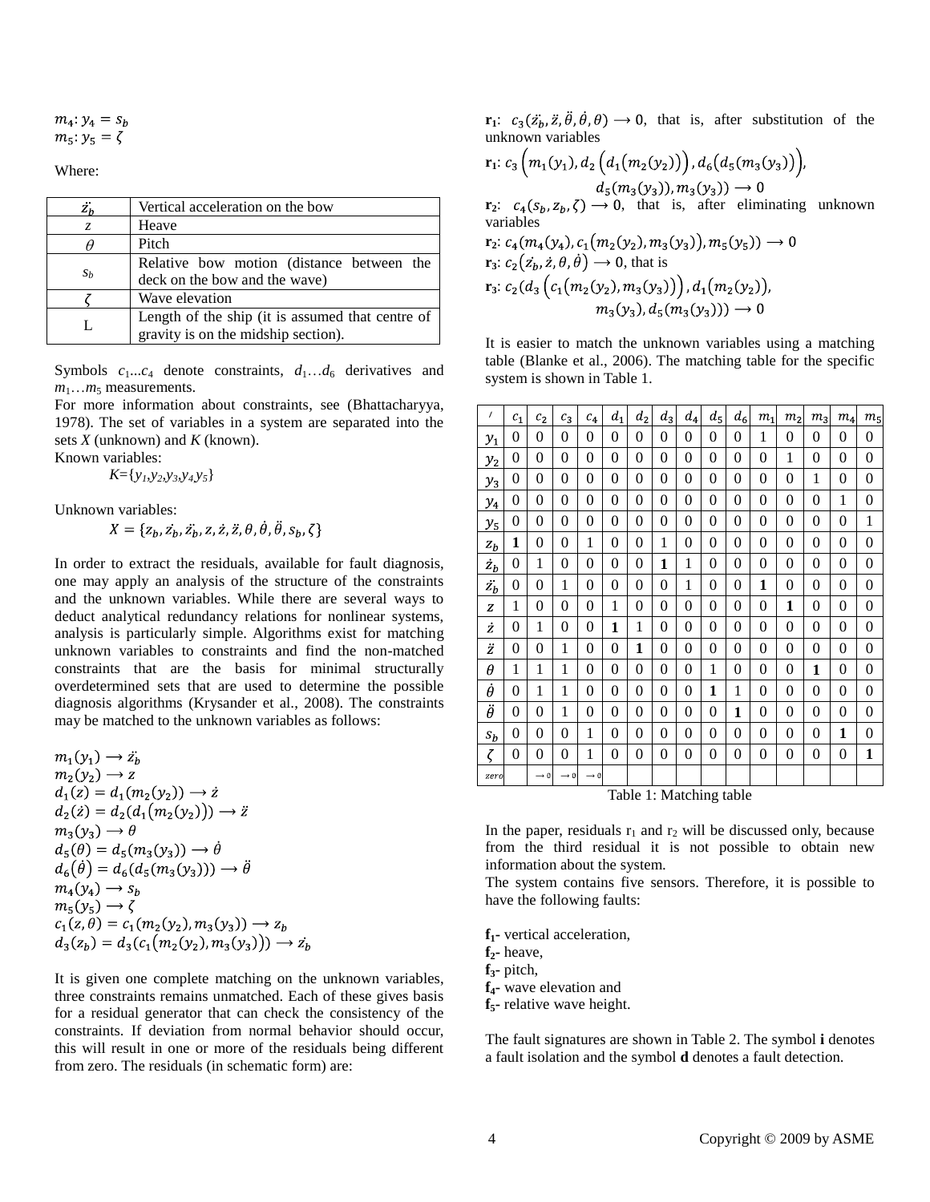$m_4$: $y_4 = s_b$
$m_5$: $y_5 = \zeta$

Where:

| | |
|---|---|
| $\ddot{z_b}$ | Vertical acceleration on the bow |
| $z$ | Heave |
| $\theta$ | Pitch |
| $s_b$ | Relative bow motion (distance between the deck on the bow and the wave) |
| $\zeta$ | Wave elevation |
| L | Length of the ship (it is assumed that centre of gravity is on the midship section). |

Symbols $c_1...c_4$ denote constraints, $d_1...d_6$ derivatives and $m_1...m_5$ measurements.
For more information about constraints, see (Bhattacharyya, 1978). The set of variables in a system are separated into the sets *X* (unknown) and *K* (known).
Known variables:

$K=\{y_1,y_2,y_3,y_4 y_5\}$

Unknown variables:

$X = \{z_b, \dot{z_b}, \ddot{z_b}, z, \dot{z}, \ddot{z}, \theta, \dot{\theta}, \ddot{\theta}, s_b, \zeta\}$

In order to extract the residuals, available for fault diagnosis, one may apply an analysis of the structure of the constraints and the unknown variables. While there are several ways to deduct analytical redundancy relations for nonlinear systems, analysis is particularly simple. Algorithms exist for matching unknown variables to constraints and find the non-matched constraints that are the basis for minimal structurally overdetermined sets that are used to determine the possible diagnosis algorithms (Krysander et al., 2008). The constraints may be matched to the unknown variables as follows:

$m_1(y_1) \longrightarrow \ddot{z_b}$
$m_2(y_2) \longrightarrow z$
$d_1(z) = d_1(m_2(y_2)) \longrightarrow \dot{z}$
$d_2(\dot{z}) = d_2(d_1(m_2(y_2))) \longrightarrow \ddot{z}$
$m_3(y_3) \longrightarrow \theta$
$d_5(\theta) = d_5(m_3(y_3)) \longrightarrow \dot{\theta}$
$d_6(\dot{\theta}) = d_6(d_5(m_3(y_3))) \longrightarrow \ddot{\theta}$
$m_4(y_4) \longrightarrow s_b$
$m_5(y_5) \longrightarrow \zeta$
$c_1(z,\theta) = c_1(m_2(y_2), m_3(y_3)) \longrightarrow z_b$
$d_3(z_b) = d_3(c_1(m_2(y_2), m_3(y_3))) \longrightarrow \dot{z_b}$

It is given one complete matching on the unknown variables, three constraints remains unmatched. Each of these gives basis for a residual generator that can check the consistency of the constraints. If deviation from normal behavior should occur, this will result in one or more of the residuals being different from zero. The residuals (in schematic form) are:

**r1**: $c_3(\ddot{z_b}, \ddot{z}, \ddot{\theta}, \dot{\theta}, \theta) \longrightarrow 0$, that is, after substitution of the unknown variables

**r1**: $c_3\left(m_1(y_1), d_2\left(d_1(m_2(y_2))\right), d_6\left(d_5(m_3(y_3))\right),\right.$
$\left. d_5(m_3(y_3)), m_3(y_3)\right) \longrightarrow 0$

**r2**: $c_4(s_b, z_b, \zeta) \longrightarrow 0$, that is, after eliminating unknown variables

**r2**: $c_4(m_4(y_4), c_1(m_2(y_2), m_3(y_3)), m_5(y_5)) \longrightarrow 0$

**r3**: $c_2(\dot{z_b}, \dot{z}, \theta, \dot{\theta}) \longrightarrow 0$, that is

**r3**: $c_2(d_3\left(c_1(m_2(y_2), m_3(y_3))\right), d_1(m_2(y_2)),$
$m_3(y_3), d_5(m_3(y_3))) \longrightarrow 0$

It is easier to match the unknown variables using a matching table (Blanke et al., 2006). The matching table for the specific system is shown in Table 1.

| / | $c_1$ | $c_2$ | $c_3$ | $c_4$ | $d_1$ | $d_2$ | $d_3$ | $d_4$ | $d_5$ | $d_6$ | $m_1$ | $m_2$ | $m_3$ | $m_4$ | $m_5$ |
|---|---|---|---|---|---|---|---|---|---|---|---|---|---|---|---|
| $y_1$ | 0 | 0 | 0 | 0 | 0 | 0 | 0 | 0 | 0 | 0 | 1 | 0 | 0 | 0 | 0 |
| $y_2$ | 0 | 0 | 0 | 0 | 0 | 0 | 0 | 0 | 0 | 0 | 0 | 1 | 0 | 0 | 0 |
| $y_3$ | 0 | 0 | 0 | 0 | 0 | 0 | 0 | 0 | 0 | 0 | 0 | 0 | 1 | 0 | 0 |
| $y_4$ | 0 | 0 | 0 | 0 | 0 | 0 | 0 | 0 | 0 | 0 | 0 | 0 | 0 | 1 | 0 |
| $y_5$ | 0 | 0 | 0 | 0 | 0 | 0 | 0 | 0 | 0 | 0 | 0 | 0 | 0 | 0 | 1 |
| $z_b$ | **1** | 0 | 0 | 1 | 0 | 0 | 1 | 0 | 0 | 0 | 0 | 0 | 0 | 0 | 0 |
| $\dot{z_b}$ | 0 | 1 | 0 | 0 | 0 | 0 | **1** | 1 | 0 | 0 | 0 | 0 | 0 | 0 | 0 |
| $\ddot{z_b}$ | 0 | 0 | 1 | 0 | 0 | 0 | 0 | 1 | 0 | 0 | **1** | 0 | 0 | 0 | 0 |
| $z$ | 1 | 0 | 0 | 0 | 1 | 0 | 0 | 0 | 0 | 0 | 0 | **1** | 0 | 0 | 0 |
| $\dot{z}$ | 0 | 1 | 0 | 0 | **1** | 1 | 0 | 0 | 0 | 0 | 0 | 0 | 0 | 0 | 0 |
| $\ddot{z}$ | 0 | 0 | 1 | 0 | 0 | **1** | 0 | 0 | 0 | 0 | 0 | 0 | 0 | 0 | 0 |
| $\theta$ | 1 | 1 | 1 | 0 | 0 | 0 | 0 | 0 | 1 | 0 | 0 | 0 | **1** | 0 | 0 |
| $\dot{\theta}$ | 0 | 1 | 1 | 0 | 0 | 0 | 0 | 0 | **1** | 1 | 0 | 0 | 0 | 0 | 0 |
| $\ddot{\theta}$ | 0 | 0 | 1 | 0 | 0 | 0 | 0 | 0 | 0 | **1** | 0 | 0 | 0 | 0 | 0 |
| $s_b$ | 0 | 0 | 0 | 1 | 0 | 0 | 0 | 0 | 0 | 0 | 0 | 0 | 0 | **1** | 0 |
| $\zeta$ | 0 | 0 | 0 | 1 | 0 | 0 | 0 | 0 | 0 | 0 | 0 | 0 | 0 | 0 | **1** |
| zero | | $\rightarrow 0$ | $\rightarrow 0$ | $\rightarrow 0$ | | | | | | | | | | | |

Table 1: Matching table

In the paper, residuals $r_1$ and $r_2$ will be discussed only, because from the third residual it is not possible to obtain new information about the system.
The system contains five sensors. Therefore, it is possible to have the following faults:

**f1**- vertical acceleration,
**f2**- heave,
**f3**- pitch,
**f4**- wave elevation and
**f5**- relative wave height.

The fault signatures are shown in Table 2. The symbol **i** denotes a fault isolation and the symbol **d** denotes a fault detection.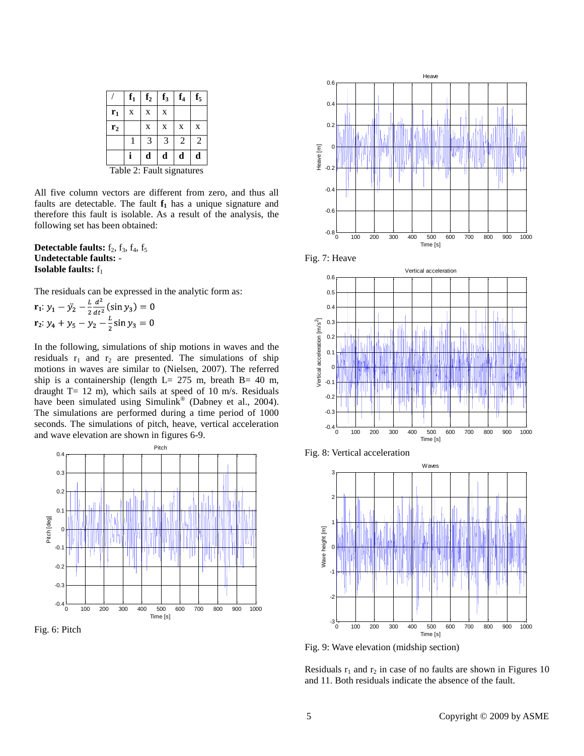| / | $\mathbf{f_1}$ | $\mathbf{f_2}$ | $\mathbf{f_3}$ | $\mathbf{f_4}$ | $\mathbf{f_5}$ |
|---|---|---|---|---|---|
| $\mathbf{r_1}$ | x | x | x | | |
| $\mathbf{r_2}$ | | x | x | x | x |
| | 1 | 3 | 3 | 2 | 2 |
| | **i** | **d** | **d** | **d** | **d** |

Table 2: Fault signatures

All five column vectors are different from zero, and thus all faults are detectable. The fault $\mathbf{f_1}$ has a unique signature and therefore this fault is isolable. As a result of the analysis, the following set has been obtained:

**Detectable faults:** $f_2$, $f_3$, $f_4$, $f_5$
**Undetectable faults:** -
**Isolable faults:** $f_1$

The residuals can be expressed in the analytic form as:

$$\mathbf{r_1}: y_1 - \ddot{y}_2 - \frac{L}{2}\frac{d^2}{dt^2}(\sin y_3) = 0$$

$$\mathbf{r_2}: y_4 + y_5 - y_2 - \frac{L}{2}\sin y_3 = 0$$

In the following, simulations of ship motions in waves and the residuals $r_1$ and $r_2$ are presented. The simulations of ship motions in waves are similar to (Nielsen, 2007). The referred ship is a containership (length L= 275 m, breath B= 40 m, draught T= 12 m), which sails at speed of 10 m/s. Residuals have been simulated using Simulink® (Dabney et al., 2004). The simulations are performed during a time period of 1000 seconds. The simulations of pitch, heave, vertical acceleration and wave elevation are shown in figures 6-9.

Fig. 6: Pitch

Fig. 7: Heave

Fig. 8: Vertical acceleration

Fig. 9: Wave elevation (midship section)

Residuals $r_1$ and $r_2$ in case of no faults are shown in Figures 10 and 11. Both residuals indicate the absence of the fault.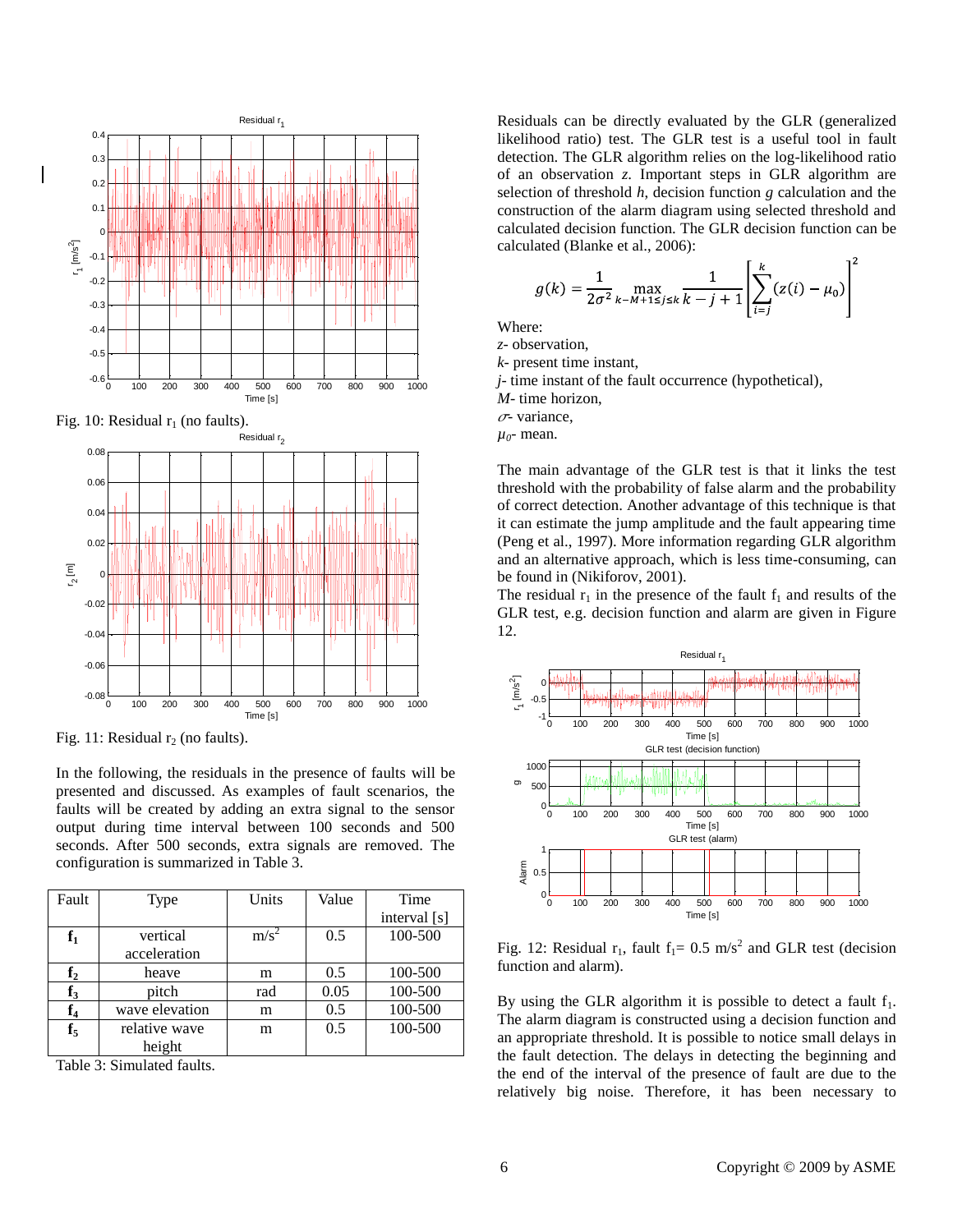Fig. 10: Residual $r_1$ (no faults).

Fig. 11: Residual $r_2$ (no faults).

In the following, the residuals in the presence of faults will be presented and discussed. As examples of fault scenarios, the faults will be created by adding an extra signal to the sensor output during time interval between 100 seconds and 500 seconds. After 500 seconds, extra signals are removed. The configuration is summarized in Table 3.

| Fault | Type | Units | Value | Time interval [s] |
|---|---|---|---|---|
| $\mathbf{f_1}$ | vertical acceleration | $m/s^2$ | 0.5 | 100-500 |
| $\mathbf{f_2}$ | heave | m | 0.5 | 100-500 |
| $\mathbf{f_3}$ | pitch | rad | 0.05 | 100-500 |
| $\mathbf{f_4}$ | wave elevation | m | 0.5 | 100-500 |
| $\mathbf{f_5}$ | relative wave height | m | 0.5 | 100-500 |

Table 3: Simulated faults.

Residuals can be directly evaluated by the GLR (generalized likelihood ratio) test. The GLR test is a useful tool in fault detection. The GLR algorithm relies on the log-likelihood ratio of an observation $z$. Important steps in GLR algorithm are selection of threshold $h$, decision function $g$ calculation and the construction of the alarm diagram using selected threshold and calculated decision function. The GLR decision function can be calculated (Blanke et al., 2006):

$$g(k) = \frac{1}{2\sigma^2} \max_{k-M+1 \leq j \leq k} \frac{1}{k-j+1} \left[ \sum_{i=j}^{k} (z(i) - \mu_0) \right]^2$$

Where:
$z$- observation,
$k$- present time instant,
$j$- time instant of the fault occurrence (hypothetical),
$M$- time horizon,
$\sigma$- variance,
$\mu_0$- mean.

The main advantage of the GLR test is that it links the test threshold with the probability of false alarm and the probability of correct detection. Another advantage of this technique is that it can estimate the jump amplitude and the fault appearing time (Peng et al., 1997). More information regarding GLR algorithm and an alternative approach, which is less time-consuming, can be found in (Nikiforov, 2001).

The residual $r_1$ in the presence of the fault $f_1$ and results of the GLR test, e.g. decision function and alarm are given in Figure 12.

Fig. 12: Residual $r_1$, fault $f_1$= 0.5 $m/s^2$ and GLR test (decision function and alarm).

By using the GLR algorithm it is possible to detect a fault $f_1$. The alarm diagram is constructed using a decision function and an appropriate threshold. It is possible to notice small delays in the fault detection. The delays in detecting the beginning and the end of the interval of the presence of fault are due to the relatively big noise. Therefore, it has been necessary to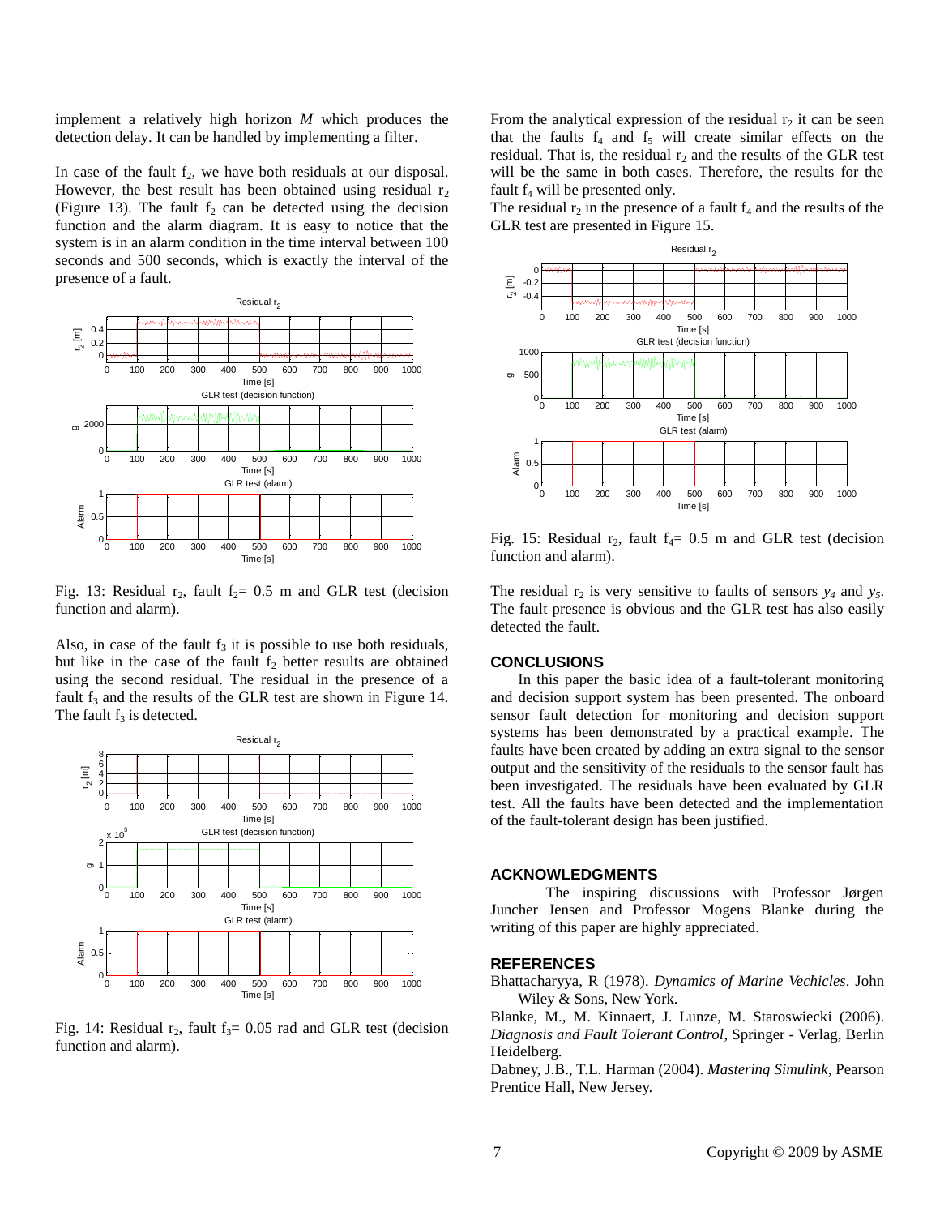implement a relatively high horizon $M$ which produces the detection delay. It can be handled by implementing a filter.

In case of the fault $f_2$, we have both residuals at our disposal. However, the best result has been obtained using residual $r_2$ (Figure 13). The fault $f_2$ can be detected using the decision function and the alarm diagram. It is easy to notice that the system is in an alarm condition in the time interval between 100 seconds and 500 seconds, which is exactly the interval of the presence of a fault.

Fig. 13: Residual $r_2$, fault $f_2$= 0.5 m and GLR test (decision function and alarm).

Also, in case of the fault $f_3$ it is possible to use both residuals, but like in the case of the fault $f_2$ better results are obtained using the second residual. The residual in the presence of a fault $f_3$ and the results of the GLR test are shown in Figure 14. The fault $f_3$ is detected.

Fig. 14: Residual $r_2$, fault $f_3$= 0.05 rad and GLR test (decision function and alarm).

From the analytical expression of the residual $r_2$ it can be seen that the faults $f_4$ and $f_5$ will create similar effects on the residual. That is, the residual $r_2$ and the results of the GLR test will be the same in both cases. Therefore, the results for the fault $f_4$ will be presented only.

The residual $r_2$ in the presence of a fault $f_4$ and the results of the GLR test are presented in Figure 15.

Fig. 15: Residual $r_2$, fault $f_4$= 0.5 m and GLR test (decision function and alarm).

The residual $r_2$ is very sensitive to faults of sensors $y_4$ and $y_5$. The fault presence is obvious and the GLR test has also easily detected the fault.

## CONCLUSIONS

In this paper the basic idea of a fault-tolerant monitoring and decision support system has been presented. The onboard sensor fault detection for monitoring and decision support systems has been demonstrated by a practical example. The faults have been created by adding an extra signal to the sensor output and the sensitivity of the residuals to the sensor fault has been investigated. The residuals have been evaluated by GLR test. All the faults have been detected and the implementation of the fault-tolerant design has been justified.

## ACKNOWLEDGMENTS

The inspiring discussions with Professor Jørgen Juncher Jensen and Professor Mogens Blanke during the writing of this paper are highly appreciated.

## REFERENCES

Bhattacharyya, R (1978). *Dynamics of Marine Vechicles*. John Wiley & Sons, New York.

Blanke, M., M. Kinnaert, J. Lunze, M. Staroswiecki (2006). *Diagnosis and Fault Tolerant Control*, Springer - Verlag, Berlin Heidelberg.

Dabney, J.B., T.L. Harman (2004). *Mastering Simulink*, Pearson Prentice Hall, New Jersey.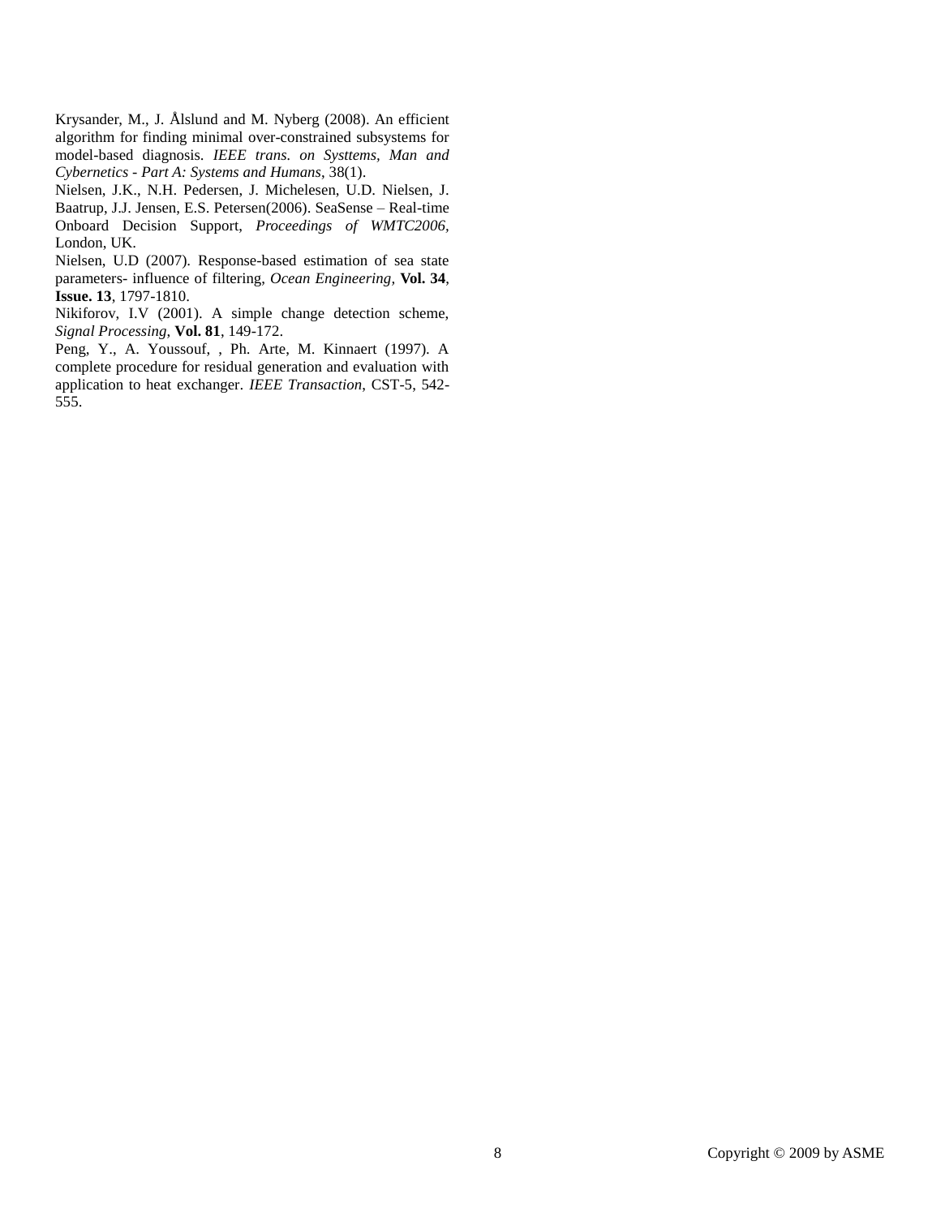Krysander, M., J. Ålslund and M. Nyberg (2008). An efficient algorithm for finding minimal over-constrained subsystems for model-based diagnosis. *IEEE trans. on Systtems, Man and Cybernetics - Part A: Systems and Humans*, 38(1).

Nielsen, J.K., N.H. Pedersen, J. Michelesen, U.D. Nielsen, J. Baatrup, J.J. Jensen, E.S. Petersen(2006). SeaSense – Real-time Onboard Decision Support, *Proceedings of WMTC2006*, London, UK.

Nielsen, U.D (2007). Response-based estimation of sea state parameters- influence of filtering, *Ocean Engineering*, **Vol. 34**, **Issue. 13**, 1797-1810.

Nikiforov, I.V (2001). A simple change detection scheme, *Signal Processing*, **Vol. 81**, 149-172.

Peng, Y., A. Youssouf, , Ph. Arte, M. Kinnaert (1997). A complete procedure for residual generation and evaluation with application to heat exchanger. *IEEE Transaction*, CST-5, 542-555.